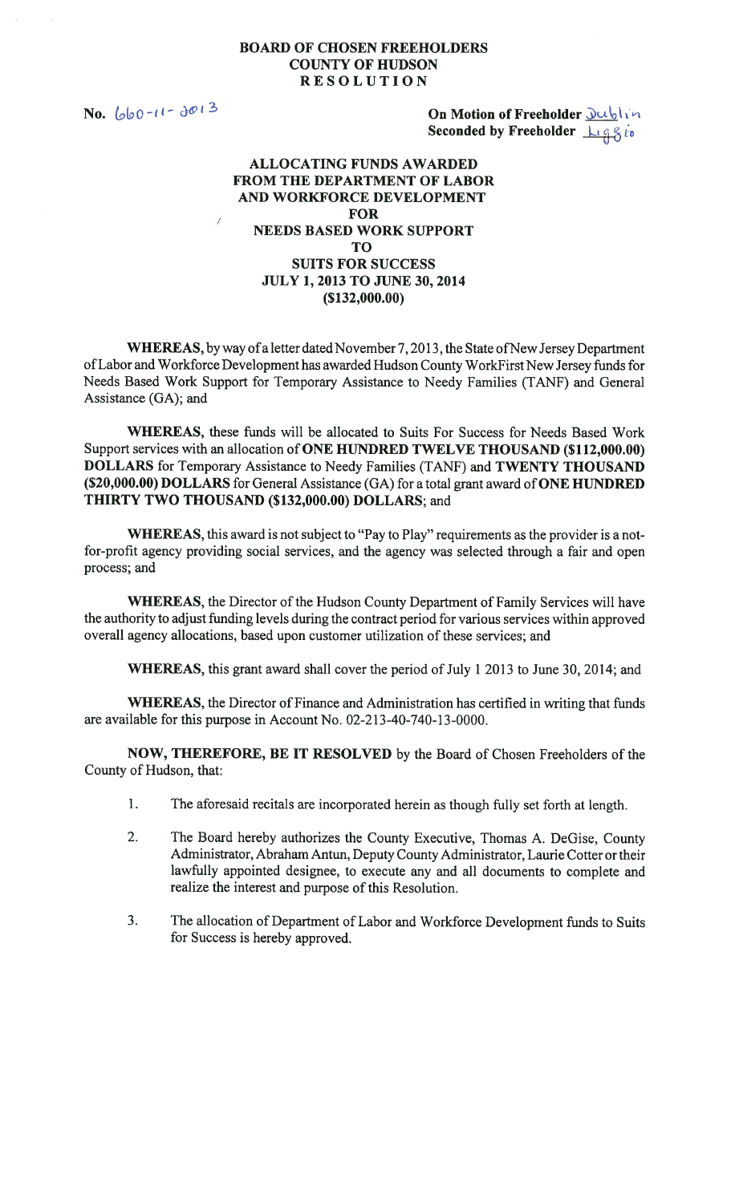**BOARD OF CHOSEN FREEHOLDERS**
**COUNTY OF HUDSON**
**RESOLUTION**

No. 660-11-2013

**On Motion of Freeholder** Dublin
**Seconded by Freeholder** Liggio

**ALLOCATING FUNDS AWARDED FROM THE DEPARTMENT OF LABOR AND WORKFORCE DEVELOPMENT FOR NEEDS BASED WORK SUPPORT TO SUITS FOR SUCCESS JULY 1, 2013 TO JUNE 30, 2014 ($132,000.00)**

**WHEREAS,** by way of a letter dated November 7, 2013, the State of New Jersey Department of Labor and Workforce Development has awarded Hudson County WorkFirst New Jersey funds for Needs Based Work Support for Temporary Assistance to Needy Families (TANF) and General Assistance (GA); and

**WHEREAS,** these funds will be allocated to Suits For Success for Needs Based Work Support services with an allocation of **ONE HUNDRED TWELVE THOUSAND ($112,000.00) DOLLARS** for Temporary Assistance to Needy Families (TANF) and **TWENTY THOUSAND ($20,000.00) DOLLARS** for General Assistance (GA) for a total grant award of **ONE HUNDRED THIRTY TWO THOUSAND ($132,000.00) DOLLARS**; and

**WHEREAS,** this award is not subject to "Pay to Play" requirements as the provider is a not-for-profit agency providing social services, and the agency was selected through a fair and open process; and

**WHEREAS,** the Director of the Hudson County Department of Family Services will have the authority to adjust funding levels during the contract period for various services within approved overall agency allocations, based upon customer utilization of these services; and

**WHEREAS,** this grant award shall cover the period of July 1 2013 to June 30, 2014; and

**WHEREAS,** the Director of Finance and Administration has certified in writing that funds are available for this purpose in Account No. 02-213-40-740-13-0000.

**NOW, THEREFORE, BE IT RESOLVED** by the Board of Chosen Freeholders of the County of Hudson, that:

1. The aforesaid recitals are incorporated herein as though fully set forth at length.

2. The Board hereby authorizes the County Executive, Thomas A. DeGise, County Administrator, Abraham Antun, Deputy County Administrator, Laurie Cotter or their lawfully appointed designee, to execute any and all documents to complete and realize the interest and purpose of this Resolution.

3. The allocation of Department of Labor and Workforce Development funds to Suits for Success is hereby approved.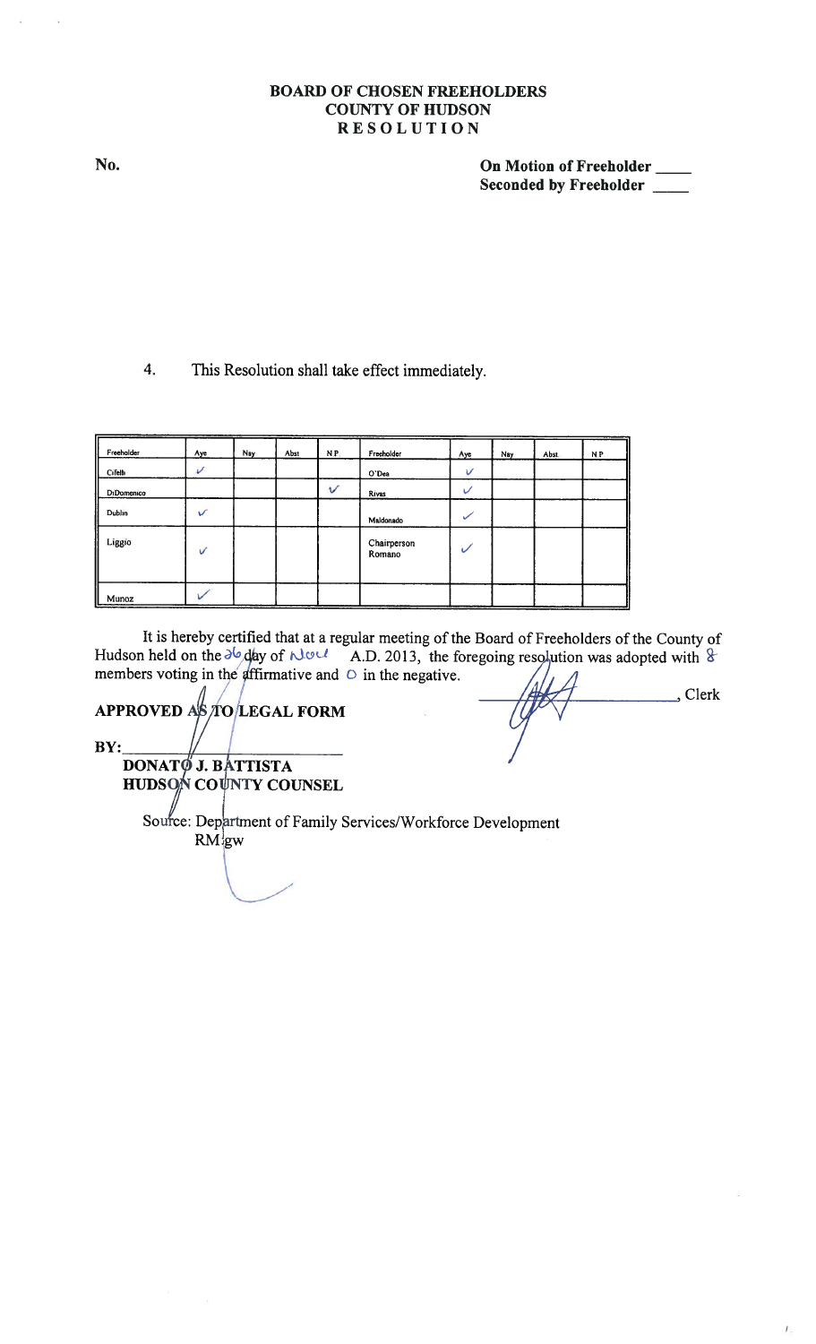**BOARD OF CHOSEN FREEHOLDERS**
**COUNTY OF HUDSON**
**RESOLUTION**

**No.**

**On Motion of Freeholder \_\_\_\_**
**Seconded by Freeholder \_\_\_\_**

4. This Resolution shall take effect immediately.

| Freeholder | Aye | Nay | Abst | NP | Freeholder | Aye | Nay | Abst. | NP |
|---|---|---|---|---|---|---|---|---|---|
| Cifelli | ✓ | | | | O'Dea | ✓ | | | |
| DiDomenico | | | | ✓ | Rivas | ✓ | | | |
| Dublin | ✓ | | | | Maldonado | ✓ | | | |
| Liggio | ✓ | | | | Chairperson Romano | ✓ | | | |
| Munoz | ✓ | | | | | | | | |

It is hereby certified that at a regular meeting of the Board of Freeholders of the County of Hudson held on the 26 day of Nov A.D. 2013, the foregoing resolution was adopted with 8 members voting in the affirmative and 0 in the negative.

\_\_\_\_\_\_\_\_\_\_\_\_\_\_\_\_\_\_\_\_, Clerk

**APPROVED AS TO LEGAL FORM**

**BY:** \_\_\_\_\_\_\_\_\_\_\_\_\_\_\_\_\_\_\_\_

**DONATO J. BATTISTA**
**HUDSON COUNTY COUNSEL**

Source: Department of Family Services/Workforce Development
RM:gw